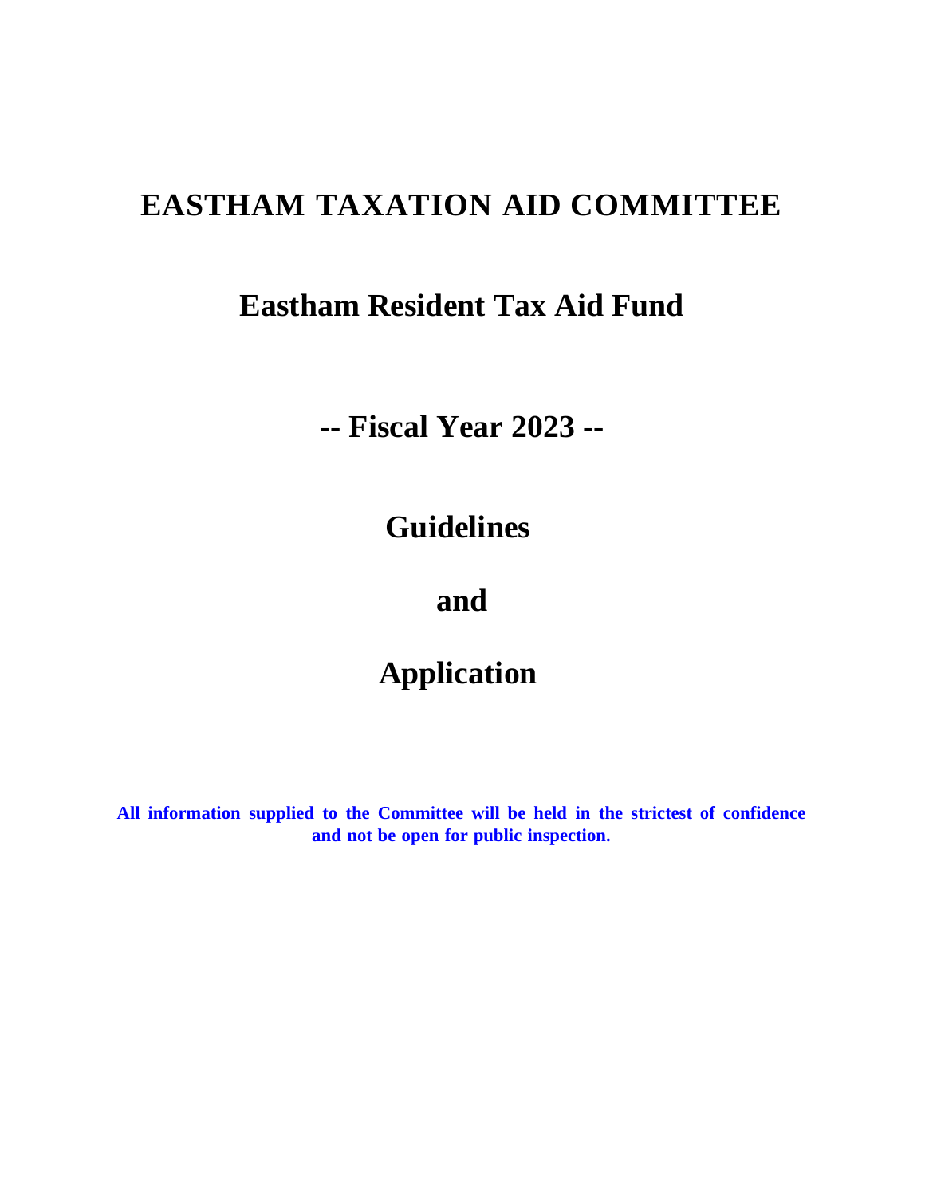# EASTHAM TAXATION AID COMMITTEE

## Eastham Resident Tax Aid Fund

## -- Fiscal Year 2023 --

## Guidelines

## and

## Application

**All information supplied to the Committee will be held in the strictest of confidence and not be open for public inspection.**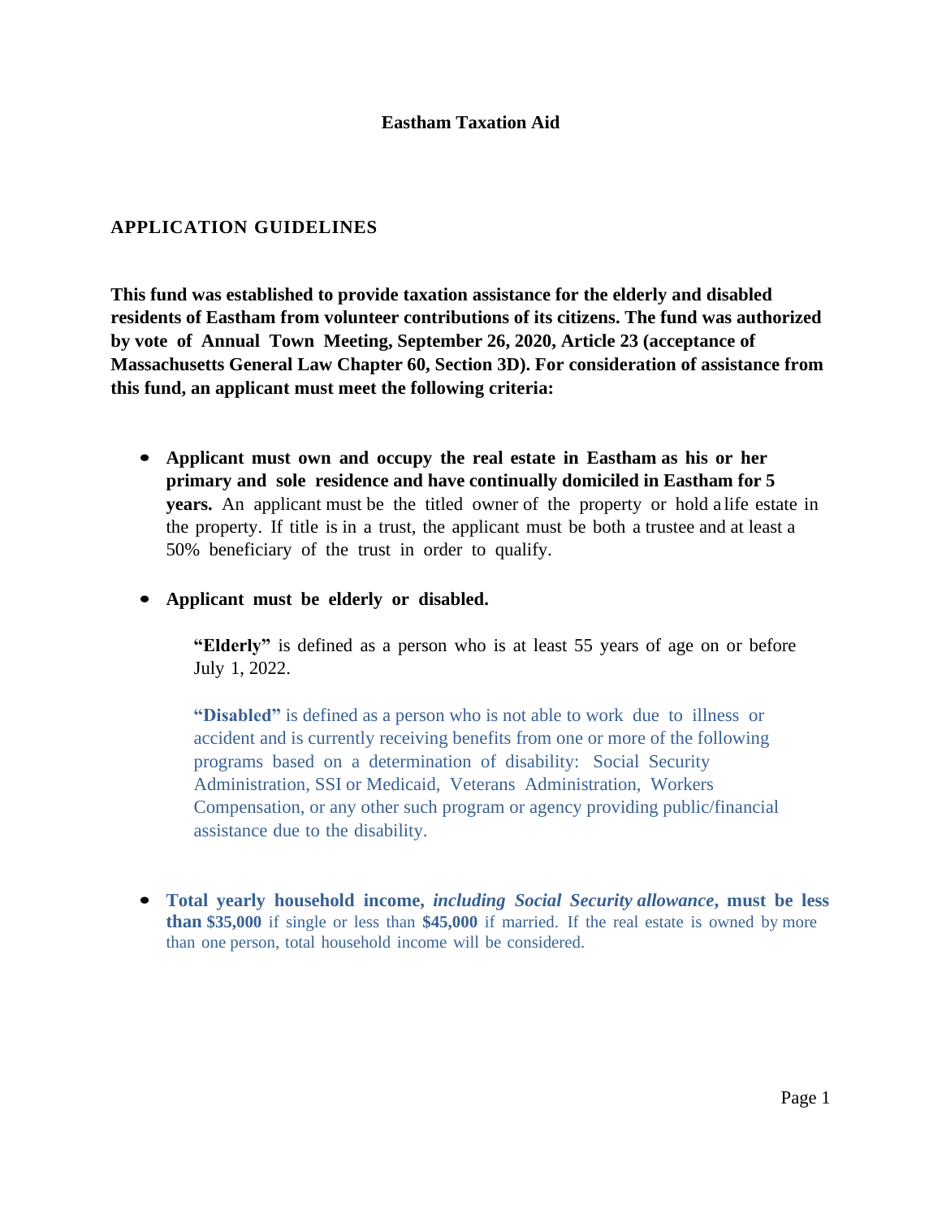# Eastham Taxation Aid

## APPLICATION GUIDELINES

**This fund was established to provide taxation assistance for the elderly and disabled residents of Eastham from volunteer contributions of its citizens. The fund was authorized by vote of Annual Town Meeting, September 26, 2020, Article 23 (acceptance of Massachusetts General Law Chapter 60, Section 3D). For consideration of assistance from this fund, an applicant must meet the following criteria:**

- **Applicant must own and occupy the real estate in Eastham as his or her primary and sole residence and have continually domiciled in Eastham for 5 years.** An applicant must be the titled owner of the property or hold a life estate in the property. If title is in a trust, the applicant must be both a trustee and at least a 50% beneficiary of the trust in order to qualify.

- **Applicant must be elderly or disabled.**

  **"Elderly"** is defined as a person who is at least 55 years of age on or before July 1, 2022.

  **"Disabled"** is defined as a person who is not able to work due to illness or accident and is currently receiving benefits from one or more of the following programs based on a determination of disability: Social Security Administration, SSI or Medicaid, Veterans Administration, Workers Compensation, or any other such program or agency providing public/financial assistance due to the disability.

- **Total yearly household income, *including Social Security allowance*, must be less than $35,000** if single or less than **$45,000** if married. If the real estate is owned by more than one person, total household income will be considered.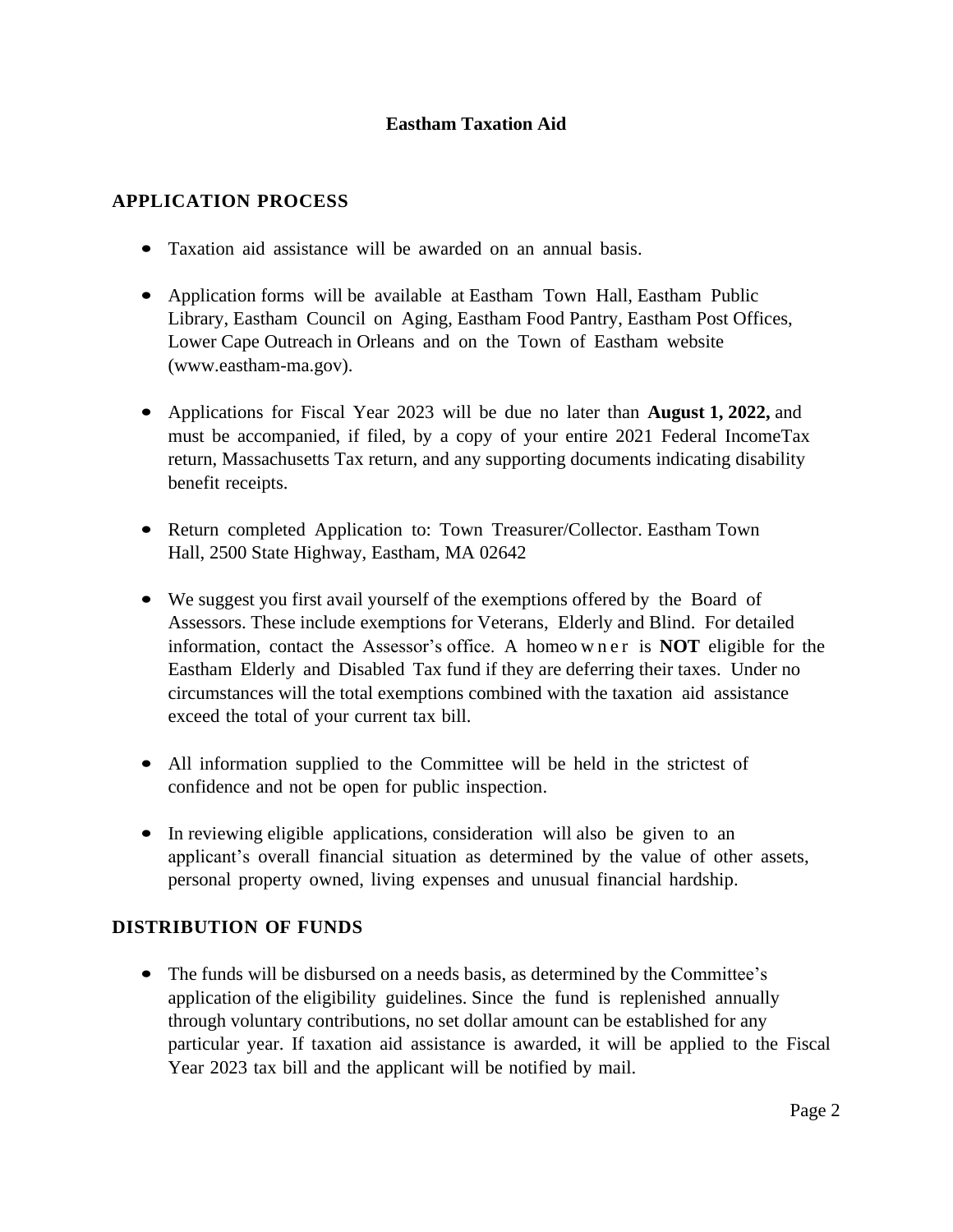# Eastham Taxation Aid

## APPLICATION PROCESS

- Taxation aid assistance will be awarded on an annual basis.
- Application forms will be available at Eastham Town Hall, Eastham Public Library, Eastham Council on Aging, Eastham Food Pantry, Eastham Post Offices, Lower Cape Outreach in Orleans and on the Town of Eastham website (www.eastham-ma.gov).
- Applications for Fiscal Year 2023 will be due no later than **August 1, 2022,** and must be accompanied, if filed, by a copy of your entire 2021 Federal IncomeTax return, Massachusetts Tax return, and any supporting documents indicating disability benefit receipts.
- Return completed Application to: Town Treasurer/Collector. Eastham Town Hall, 2500 State Highway, Eastham, MA 02642
- We suggest you first avail yourself of the exemptions offered by the Board of Assessors. These include exemptions for Veterans, Elderly and Blind. For detailed information, contact the Assessor's office. A homeowner is **NOT** eligible for the Eastham Elderly and Disabled Tax fund if they are deferring their taxes. Under no circumstances will the total exemptions combined with the taxation aid assistance exceed the total of your current tax bill.
- All information supplied to the Committee will be held in the strictest of confidence and not be open for public inspection.
- In reviewing eligible applications, consideration will also be given to an applicant's overall financial situation as determined by the value of other assets, personal property owned, living expenses and unusual financial hardship.

## DISTRIBUTION OF FUNDS

- The funds will be disbursed on a needs basis, as determined by the Committee's application of the eligibility guidelines. Since the fund is replenished annually through voluntary contributions, no set dollar amount can be established for any particular year. If taxation aid assistance is awarded, it will be applied to the Fiscal Year 2023 tax bill and the applicant will be notified by mail.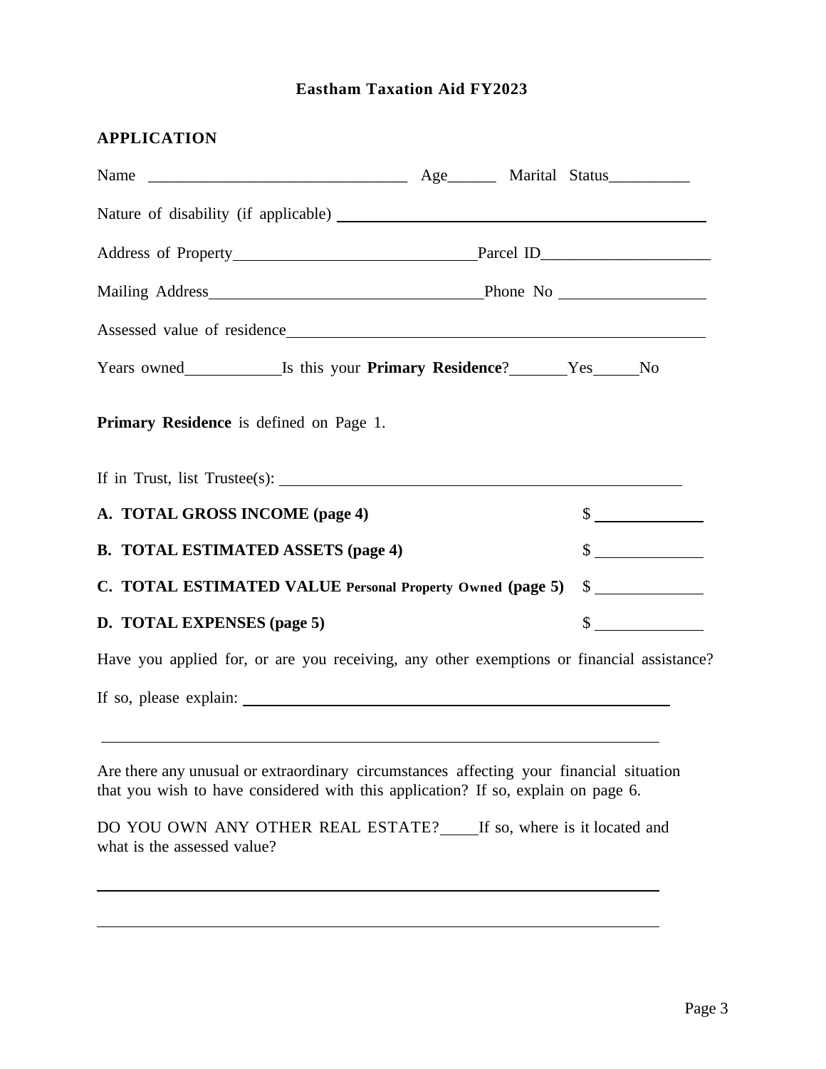**Eastham Taxation Aid FY2023**

## APPLICATION

Name ________________________________ Age______ Marital Status__________

Nature of disability (if applicable) ____________________________________________

Address of Property______________________________Parcel ID_____________________

Mailing Address_________________________________Phone No __________________

Assessed value of residence_____________________________________________________

Years owned___________Is this your **Primary Residence**?_______Yes______No

**Primary Residence** is defined on Page 1.

If in Trust, list Trustee(s): ______________________________________________

**A. TOTAL GROSS INCOME (page 4)** $ ____________

**B. TOTAL ESTIMATED ASSETS (page 4)** $ ____________

**C. TOTAL ESTIMATED VALUE Personal Property Owned (page 5)** $ ____________

**D. TOTAL EXPENSES (page 5)** $ ____________

Have you applied for, or are you receiving, any other exemptions or financial assistance?

If so, please explain: ______________________________________________________

______________________________________________________________________

Are there any unusual or extraordinary circumstances affecting your financial situation that you wish to have considered with this application? If so, explain on page 6.

DO YOU OWN ANY OTHER REAL ESTATE?____If so, where is it located and what is the assessed value?

______________________________________________________________________

______________________________________________________________________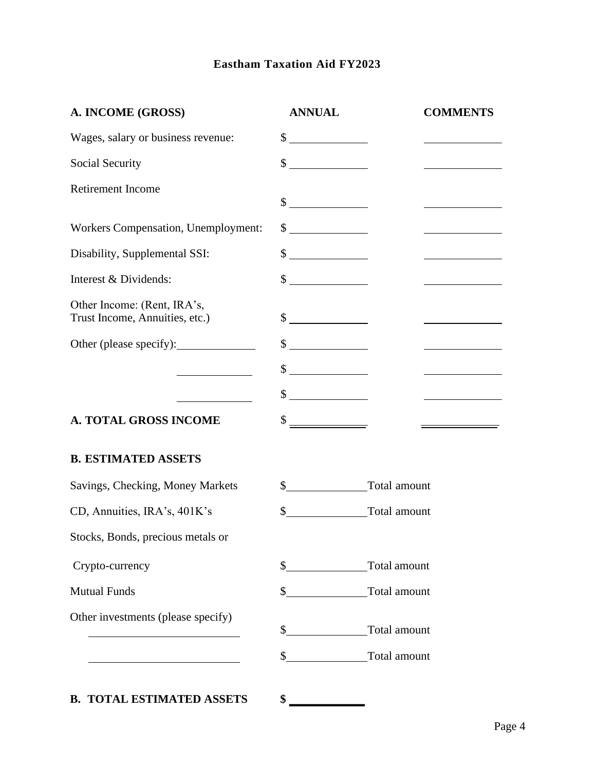# Eastham Taxation Aid FY2023

| A. INCOME (GROSS) | ANNUAL | COMMENTS |
|---|---|---|
| Wages, salary or business revenue: | $ ____________ | ____________ |
| Social Security | $ ____________ | ____________ |
| Retirement Income | $ ____________ | ____________ |
| Workers Compensation, Unemployment: | $ ____________ | ____________ |
| Disability, Supplemental SSI: | $ ____________ | ____________ |
| Interest & Dividends: | $ ____________ | ____________ |
| Other Income: (Rent, IRA's, Trust Income, Annuities, etc.) | $ ____________ | ____________ |
| Other (please specify): ____________ | $ ____________ | ____________ |
| ____________ | $ ____________ | ____________ |
| ____________ | $ ____________ | ____________ |
| **A. TOTAL GROSS INCOME** | $ ____________ | ____________ |

## B. ESTIMATED ASSETS

| | | |
|---|---|---|
| Savings, Checking, Money Markets | $____________ | Total amount |
| CD, Annuities, IRA's, 401K's | $____________ | Total amount |
| Stocks, Bonds, precious metals or Crypto-currency | $____________ | Total amount |
| Mutual Funds | $____________ | Total amount |
| Other investments (please specify) ____________ | $____________ | Total amount |
| ____________ | $____________ | Total amount |

**B. TOTAL ESTIMATED ASSETS** **$ ____________**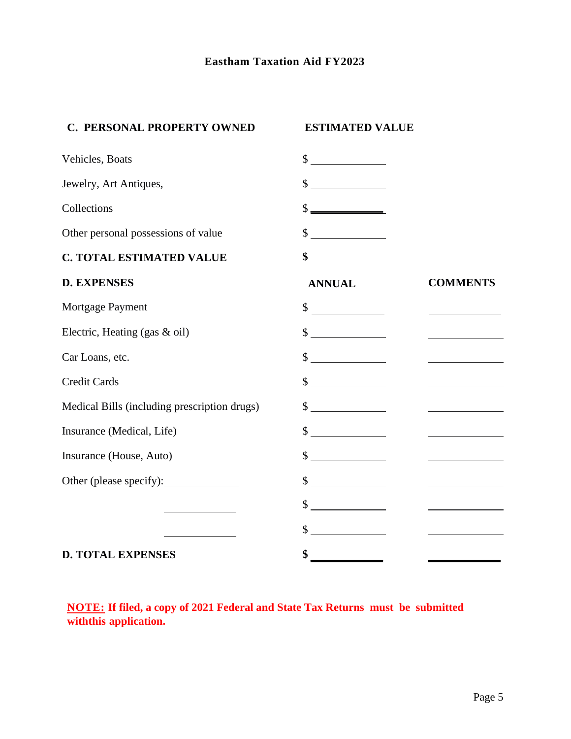**Eastham Taxation Aid FY2023**

| **C. PERSONAL PROPERTY OWNED** | **ESTIMATED VALUE** |
|---|---|
| Vehicles, Boats | $ ____________ |
| Jewelry, Art Antiques, | $ ____________ |
| Collections | $ ____________ |
| Other personal possessions of value | $ ____________ |
| **C. TOTAL ESTIMATED VALUE** | **$** |

| **D. EXPENSES** | **ANNUAL** | **COMMENTS** |
|---|---|---|
| Mortgage Payment | $ ____________ | ____________ |
| Electric, Heating (gas & oil) | $ ____________ | ____________ |
| Car Loans, etc. | $ ____________ | ____________ |
| Credit Cards | $ ____________ | ____________ |
| Medical Bills (including prescription drugs) | $ ____________ | ____________ |
| Insurance (Medical, Life) | $ ____________ | ____________ |
| Insurance (House, Auto) | $ ____________ | ____________ |
| Other (please specify): ____________ | $ ____________ | ____________ |
| ____________ | $ ____________ | ____________ |
| ____________ | $ ____________ | ____________ |
| **D. TOTAL EXPENSES** | **$ ____________** | ____________ |

**NOTE: If filed, a copy of 2021 Federal and State Tax Returns must be submitted withthis application.**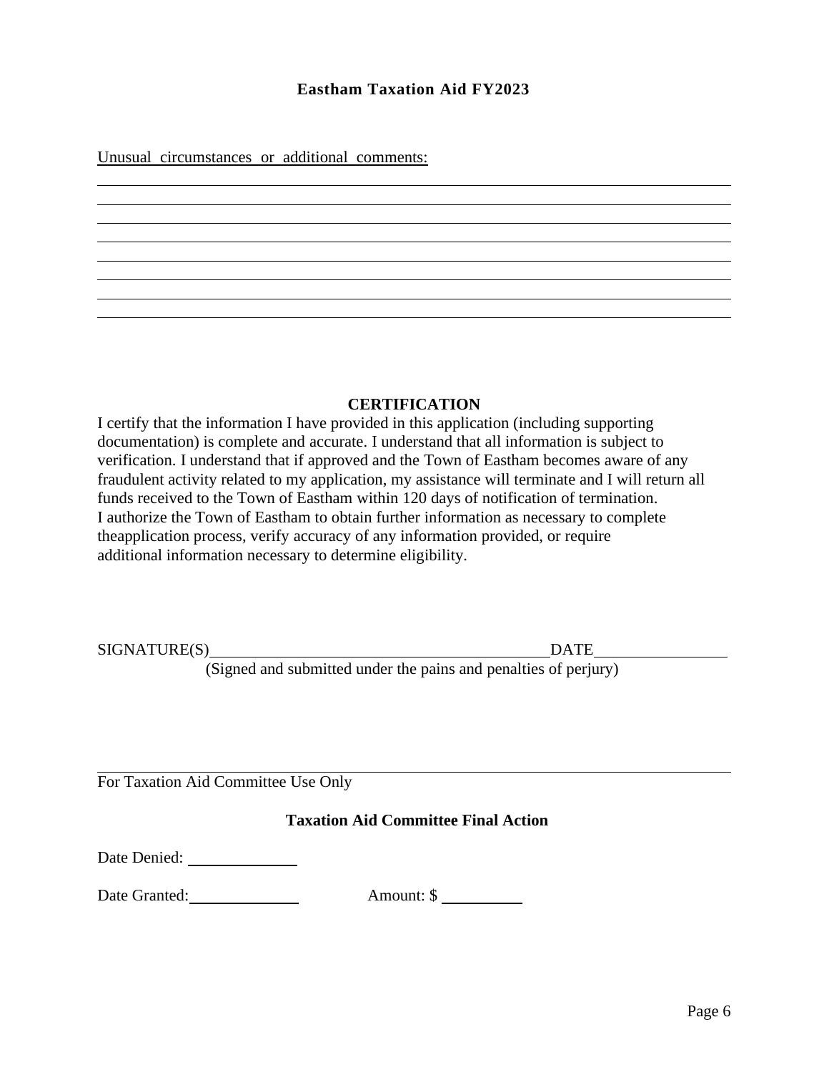**Eastham Taxation Aid FY2023**

Unusual circumstances or additional comments:

______________________________________________________________________________

______________________________________________________________________________

______________________________________________________________________________

______________________________________________________________________________

______________________________________________________________________________

______________________________________________________________________________

______________________________________________________________________________

______________________________________________________________________________

**CERTIFICATION**

I certify that the information I have provided in this application (including supporting documentation) is complete and accurate. I understand that all information is subject to verification. I understand that if approved and the Town of Eastham becomes aware of any fraudulent activity related to my application, my assistance will terminate and I will return all funds received to the Town of Eastham within 120 days of notification of termination.
I authorize the Town of Eastham to obtain further information as necessary to complete theapplication process, verify accuracy of any information provided, or require additional information necessary to determine eligibility.

SIGNATURE(S)______________________________________________DATE_________________

(Signed and submitted under the pains and penalties of perjury)

For Taxation Aid Committee Use Only

**Taxation Aid Committee Final Action**

Date Denied: ______________

Date Granted: ______________ Amount: $ __________